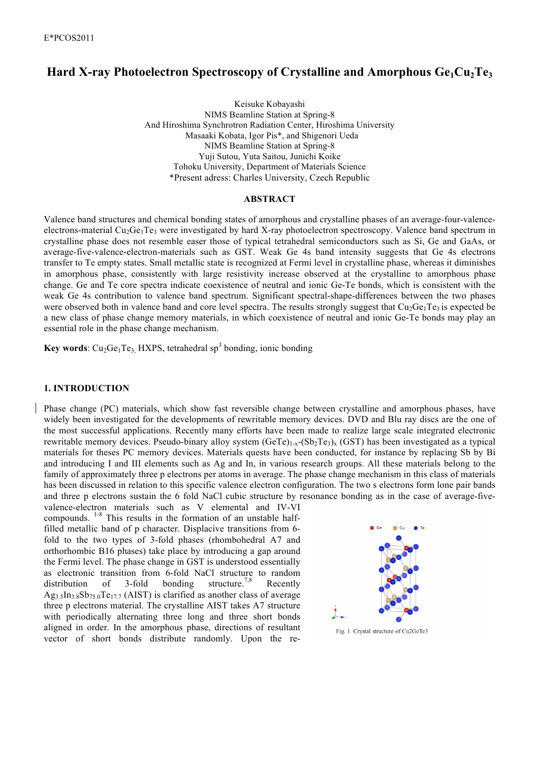# Hard X-ray Photoelectron Spectroscopy of Crystalline and Amorphous $Ge_1Cu_2Te_3$

Keisuke Kobayashi
NIMS Beamline Station at Spring-8
And Hiroshima Synchrotron Radiation Center, Hiroshima University
Masaaki Kobata, Igor Pis*, and Shigenori Ueda
NIMS Beamline Station at Spring-8
Yuji Sutou, Yuta Saitou, Junichi Koike
Tohoku University, Department of Materials Science
*Present adress: Charles University, Czech Republic

## ABSTRACT

Valence band structures and chemical bonding states of amorphous and crystalline phases of an average-four-valence-electrons-material $Cu_2Ge_1Te_3$ were investigated by hard X-ray photoelectron spectroscopy. Valence band spectrum in crystalline phase does not resemble easer those of typical tetrahedral semiconductors such as Si, Ge and GaAs, or average-five-valence-electron-materials such as GST. Weak Ge 4s band intensity suggests that Ge 4s electrons transfer to Te empty states. Small metallic state is recognized at Fermi level in crystalline phase, whereas it diminishes in amorphous phase, consistently with large resistivity increase observed at the crystalline to amorphous phase change. Ge and Te core spectra indicate coexistence of neutral and ionic Ge-Te bonds, which is consistent with the weak Ge 4s contribution to valence band spectrum. Significant spectral-shape-differences between the two phases were observed both in valence band and core level spectra. The results strongly suggest that $Cu_2Ge_1Te_3$ is expected be a new class of phase change memory materials, in which coexistence of neutral and ionic Ge-Te bonds may play an essential role in the phase change mechanism.

**Key words**: $Cu_2Ge_1Te_3$, HXPS, tetrahedral $sp^3$ bonding, ionic bonding

## 1. INTRODUCTION

Phase change (PC) materials, which show fast reversible change between crystalline and amorphous phases, have widely been investigated for the developments of rewritable memory devices. DVD and Blu ray discs are the one of the most successful applications. Recently many efforts have been made to realize large scale integrated electronic rewritable memory devices. Pseudo-binary alloy system $(GeTe)_{1-x}$-$(Sb_2Te_3)_x$ (GST) has been investigated as a typical materials for theses PC memory devices. Materials quests have been conducted, for instance by replacing Sb by Bi and introducing I and III elements such as Ag and In, in various research groups. All these materials belong to the family of approximately three p electrons per atoms in average. The phase change mechanism in this class of materials has been discussed in relation to this specific valence electron configuration. The two s electrons form lone pair bands and three p electrons sustain the 6 fold NaCl cubic structure by resonance bonding as in the case of average-five-valence-electron materials such as V elemental and IV-VI compounds. [1-8] This results in the formation of an unstable half-filled metallic band of p character. Displacive transitions from 6-fold to the two types of 3-fold phases (rhombohedral A7 and orthorhombic B16 phases) take place by introducing a gap around the Fermi level. The phase change in GST is understood essentially as electronic transition from 6-fold NaCl structure to random distribution of 3-fold bonding structure.[7,8] Recently $Ag_{3.5}In_{3.8}Sb_{75.0}Te_{17.7}$ (AIST) is clarified as another class of average three p electrons material. The crystalline AIST takes A7 structure with periodically alternating three long and three short bonds aligned in order. In the amorphous phase, directions of resultant vector of short bonds distribute randomly. Upon the re-

Ge Cu Te

Fig. 1 Crystal structure of Cu2GeTe3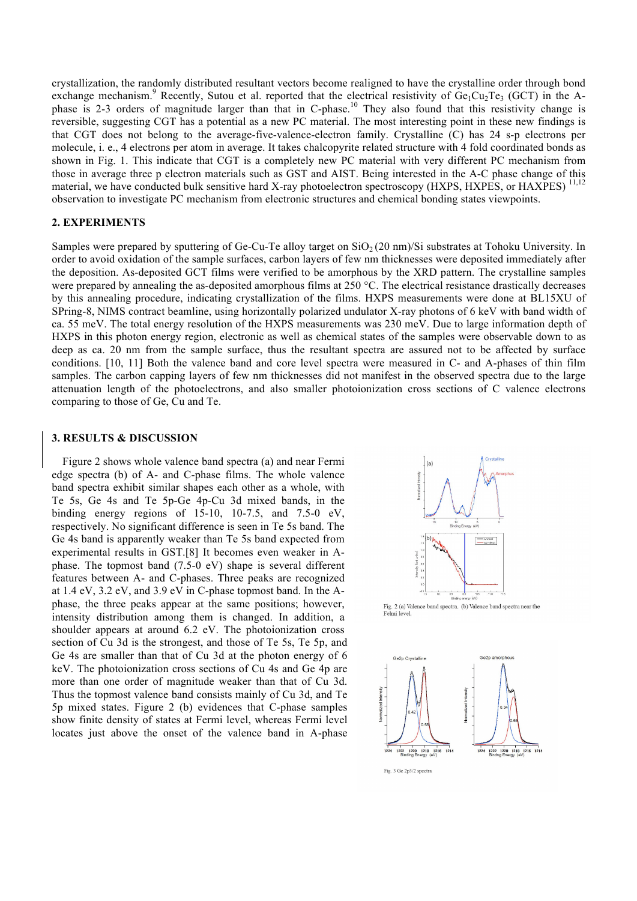crystallization, the randomly distributed resultant vectors become realigned to have the crystalline order through bond exchange mechanism.[9] Recently, Sutou et al. reported that the electrical resistivity of $Ge_1Cu_2Te_3$ (GCT) in the A-phase is 2-3 orders of magnitude larger than that in C-phase.[10] They also found that this resistivity change is reversible, suggesting CGT has a potential as a new PC material. The most interesting point in these new findings is that CGT does not belong to the average-five-valence-electron family. Crystalline (C) has 24 s-p electrons per molecule, i. e., 4 electrons per atom in average. It takes chalcopyrite related structure with 4 fold coordinated bonds as shown in Fig. 1. This indicate that CGT is a completely new PC material with very different PC mechanism from those in average three p electron materials such as GST and AIST. Being interested in the A-C phase change of this material, we have conducted bulk sensitive hard X-ray photoelectron spectroscopy (HXPS, HXPES, or HAXPES) [11,12] observation to investigate PC mechanism from electronic structures and chemical bonding states viewpoints.

## 2. EXPERIMENTS

Samples were prepared by sputtering of Ge-Cu-Te alloy target on $SiO_2$ (20 nm)/Si substrates at Tohoku University. In order to avoid oxidation of the sample surfaces, carbon layers of few nm thicknesses were deposited immediately after the deposition. As-deposited GCT films were verified to be amorphous by the XRD pattern. The crystalline samples were prepared by annealing the as-deposited amorphous films at 250 °C. The electrical resistance drastically decreases by this annealing procedure, indicating crystallization of the films. HXPS measurements were done at BL15XU of SPring-8, NIMS contract beamline, using horizontally polarized undulator X-ray photons of 6 keV with band width of ca. 55 meV. The total energy resolution of the HXPS measurements was 230 meV. Due to large information depth of HXPS in this photon energy region, electronic as well as chemical states of the samples were observable down to as deep as ca. 20 nm from the sample surface, thus the resultant spectra are assured not to be affected by surface conditions. [10, 11] Both the valence band and core level spectra were measured in C- and A-phases of thin film samples. The carbon capping layers of few nm thicknesses did not manifest in the observed spectra due to the large attenuation length of the photoelectrons, and also smaller photoionization cross sections of C valence electrons comparing to those of Ge, Cu and Te.

## 3. RESULTS & DISCUSSION

Figure 2 shows whole valence band spectra (a) and near Fermi edge spectra (b) of A- and C-phase films. The whole valence band spectra exhibit similar shapes each other as a whole, with Te 5s, Ge 4s and Te 5p-Ge 4p-Cu 3d mixed bands, in the binding energy regions of 15-10, 10-7.5, and 7.5-0 eV, respectively. No significant difference is seen in Te 5s band. The Ge 4s band is apparently weaker than Te 5s band expected from experimental results in GST.[8] It becomes even weaker in A-phase. The topmost band (7.5-0 eV) shape is several different features between A- and C-phases. Three peaks are recognized at 1.4 eV, 3.2 eV, and 3.9 eV in C-phase topmost band. In the A-phase, the three peaks appear at the same positions; however, intensity distribution among them is changed. In addition, a shoulder appears at around 6.2 eV. The photoionization cross section of Cu 3d is the strongest, and those of Te 5s, Te 5p, and Ge 4s are smaller than that of Cu 3d at the photon energy of 6 keV. The photoionization cross sections of Cu 4s and Ge 4p are more than one order of magnitude weaker than that of Cu 3d. Thus the topmost valence band consists mainly of Cu 3d, and Te 5p mixed states. Figure 2 (b) evidences that C-phase samples show finite density of states at Fermi level, whereas Fermi level locates just above the onset of the valence band in A-phase

(a)
Crystalline
Amorphous
Normalized Intensity
15 10 5 0
Binding Energy (eV)

(b)
annea
as-depo
Intensity (arb.units)
Binding energy (eV)

Fig. 2 (a) Valence band spectra. (b) Valence band spectra near the Felmi level.

Ge2p Crystalline
Normalized Intensity
0.42
0.58
1224 1222 1220 1218 1216 1214
Binding Energy (eV)

Ge2p amorphous
Normalized Intensity
0.34
0.66
1224 1222 1220 1218 1216 1214
Binding Energy (eV)

Fig. 3 Ge 2p3/2 spectra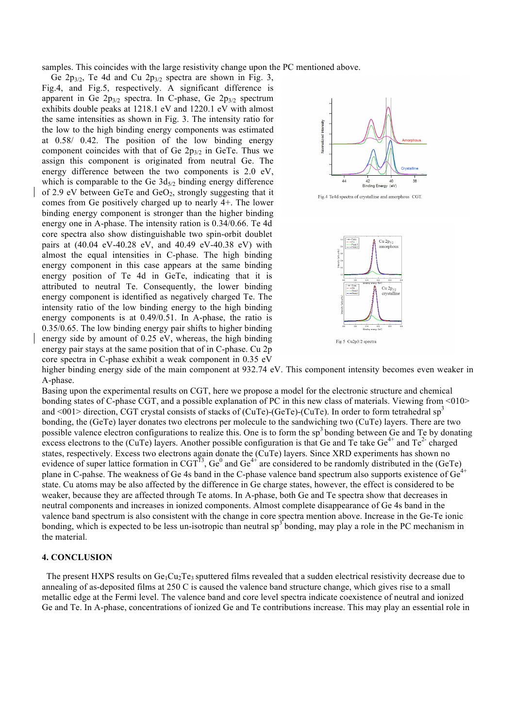samples. This coincides with the large resistivity change upon the PC mentioned above.

Ge $2p_{3/2}$, Te 4d and Cu $2p_{3/2}$ spectra are shown in Fig. 3, Fig.4, and Fig.5, respectively. A significant difference is apparent in Ge $2p_{3/2}$ spectra. In C-phase, Ge $2p_{3/2}$ spectrum exhibits double peaks at 1218.1 eV and 1220.1 eV with almost the same intensities as shown in Fig. 3. The intensity ratio for the low to the high binding energy components was estimated at 0.58/ 0.42. The position of the low binding energy component coincides with that of Ge $2p_{3/2}$ in GeTe. Thus we assign this component is originated from neutral Ge. The energy difference between the two components is 2.0 eV, which is comparable to the Ge $3d_{5/2}$ binding energy difference of 2.9 eV between GeTe and $GeO_2$, strongly suggesting that it comes from Ge positively charged up to nearly 4+. The lower binding energy component is stronger than the higher binding energy one in A-phase. The intensity ration is 0.34/0.66. Te 4d core spectra also show distinguishable two spin-orbit doublet pairs at (40.04 eV-40.28 eV, and 40.49 eV-40.38 eV) with almost the equal intensities in C-phase. The high binding energy component in this case appears at the same binding energy position of Te 4d in GeTe, indicating that it is attributed to neutral Te. Consequently, the lower binding energy component is identified as negatively charged Te. The intensity ratio of the low binding energy to the high binding energy components is at 0.49/0.51. In A-phase, the ratio is 0.35/0.65. The low binding energy pair shifts to higher binding energy side by amount of 0.25 eV, whereas, the high binding energy pair stays at the same position that of in C-phase. Cu 2p core spectra in C-phase exhibit a weak component in 0.35 eV higher binding energy side of the main component at 932.74 eV. This component intensity becomes even weaker in A-phase.

Normalized Intensity
Amorphous
Crystalline
44
42
40
38
Binding Energy (eV)

Fig.4 Te4d spectra of crystalline and amorphous CGT.

Cu $2p_{3/2}$ amorphous
Cu $2p_{3/2}$ crystalline

Fig 5 Cu2p3/2 spectra

Basing upon the experimental results on CGT, here we propose a model for the electronic structure and chemical bonding states of C-phase CGT, and a possible explanation of PC in this new class of materials. Viewing from <010> and <001> direction, CGT crystal consists of stacks of (CuTe)-(GeTe)-(CuTe). In order to form tetrahedral $sp^3$ bonding, the (GeTe) layer donates two electrons per molecule to the sandwiching two (CuTe) layers. There are two possible valence electron configurations to realize this. One is to form the $sp^3$ bonding between Ge and Te by donating excess electrons to the (CuTe) layers. Another possible configuration is that Ge and Te take $Ge^{4+}$ and $Te^{2-}$ charged states, respectively. Excess two electrons again donate the (CuTe) layers. Since XRD experiments has shown no evidence of super lattice formation in CGT[13], $Ge^0$ and $Ge^{4+}$ are considered to be randomly distributed in the (GeTe) plane in C-pahse. The weakness of Ge 4s band in the C-phase valence band spectrum also supports existence of $Ge^{4+}$ state. Cu atoms may be also affected by the difference in Ge charge states, however, the effect is considered to be weaker, because they are affected through Te atoms. In A-phase, both Ge and Te spectra show that decreases in neutral components and increases in ionized components. Almost complete disappearance of Ge 4s band in the valence band spectrum is also consistent with the change in core spectra mention above. Increase in the Ge-Te ionic bonding, which is expected to be less un-isotropic than neutral $sp^3$ bonding, may play a role in the PC mechanism in the material.

## 4. CONCLUSION

The present HXPS results on $Ge_1Cu_2Te_3$ sputtered films revealed that a sudden electrical resistivity decrease due to annealing of as-deposited films at 250 C is caused the valence band structure change, which gives rise to a small metallic edge at the Fermi level. The valence band and core level spectra indicate coexistence of neutral and ionized Ge and Te. In A-phase, concentrations of ionized Ge and Te contributions increase. This may play an essential role in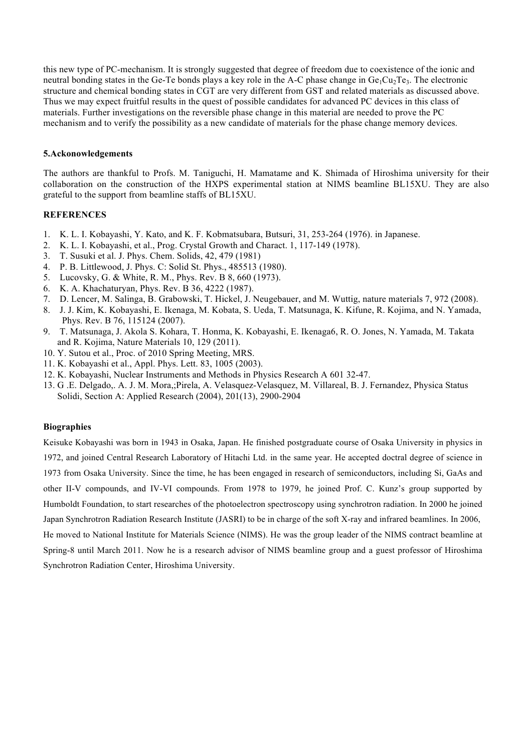this new type of PC-mechanism. It is strongly suggested that degree of freedom due to coexistence of the ionic and neutral bonding states in the Ge-Te bonds plays a key role in the A-C phase change in $Ge_1Cu_2Te_3$. The electronic structure and chemical bonding states in CGT are very different from GST and related materials as discussed above. Thus we may expect fruitful results in the quest of possible candidates for advanced PC devices in this class of materials. Further investigations on the reversible phase change in this material are needed to prove the PC mechanism and to verify the possibility as a new candidate of materials for the phase change memory devices.

### 5.Ackonowledgements

The authors are thankful to Profs. M. Taniguchi, H. Mamatame and K. Shimada of Hiroshima university for their collaboration on the construction of the HXPS experimental station at NIMS beamline BL15XU. They are also grateful to the support from beamline staffs of BL15XU.

### REFERENCES

1. K. L. I. Kobayashi, Y. Kato, and K. F. Kobmatsubara, Butsuri, 31, 253-264 (1976). in Japanese.
2. K. L. I. Kobayashi, et al., Prog. Crystal Growth and Charact. 1, 117-149 (1978).
3. T. Susuki et al. J. Phys. Chem. Solids, 42, 479 (1981)
4. P. B. Littlewood, J. Phys. C: Solid St. Phys., 485513 (1980).
5. Lucovsky, G. & White, R. M., Phys. Rev. B 8, 660 (1973).
6. K. A. Khachaturyan, Phys. Rev. B 36, 4222 (1987).
7. D. Lencer, M. Salinga, B. Grabowski, T. Hickel, J. Neugebauer, and M. Wuttig, nature materials 7, 972 (2008).
8. J. J. Kim, K. Kobayashi, E. Ikenaga, M. Kobata, S. Ueda, T. Matsunaga, K. Kifune, R. Kojima, and N. Yamada, Phys. Rev. B 76, 115124 (2007).
9. T. Matsunaga, J. Akola S. Kohara, T. Honma, K. Kobayashi, E. Ikenaga6, R. O. Jones, N. Yamada, M. Takata and R. Kojima, Nature Materials 10, 129 (2011).
10. Y. Sutou et al., Proc. of 2010 Spring Meeting, MRS.
11. K. Kobayashi et al., Appl. Phys. Lett. 83, 1005 (2003).
12. K. Kobayashi, Nuclear Instruments and Methods in Physics Research A 601 32-47.
13. G .E. Delgado,. A. J. M. Mora,;Pirela, A. Velasquez-Velasquez, M. Villareal, B. J. Fernandez, Physica Status Solidi, Section A: Applied Research (2004), 201(13), 2900-2904

### Biographies

Keisuke Kobayashi was born in 1943 in Osaka, Japan. He finished postgraduate course of Osaka University in physics in 1972, and joined Central Research Laboratory of Hitachi Ltd. in the same year. He accepted doctral degree of science in 1973 from Osaka University. Since the time, he has been engaged in research of semiconductors, including Si, GaAs and other II-V compounds, and IV-VI compounds. From 1978 to 1979, he joined Prof. C. Kunz's group supported by Humboldt Foundation, to start researches of the photoelectron spectroscopy using synchrotron radiation. In 2000 he joined Japan Synchrotron Radiation Research Institute (JASRI) to be in charge of the soft X-ray and infrared beamlines. In 2006, He moved to National Institute for Materials Science (NIMS). He was the group leader of the NIMS contract beamline at Spring-8 until March 2011. Now he is a research advisor of NIMS beamline group and a guest professor of Hiroshima Synchrotron Radiation Center, Hiroshima University.